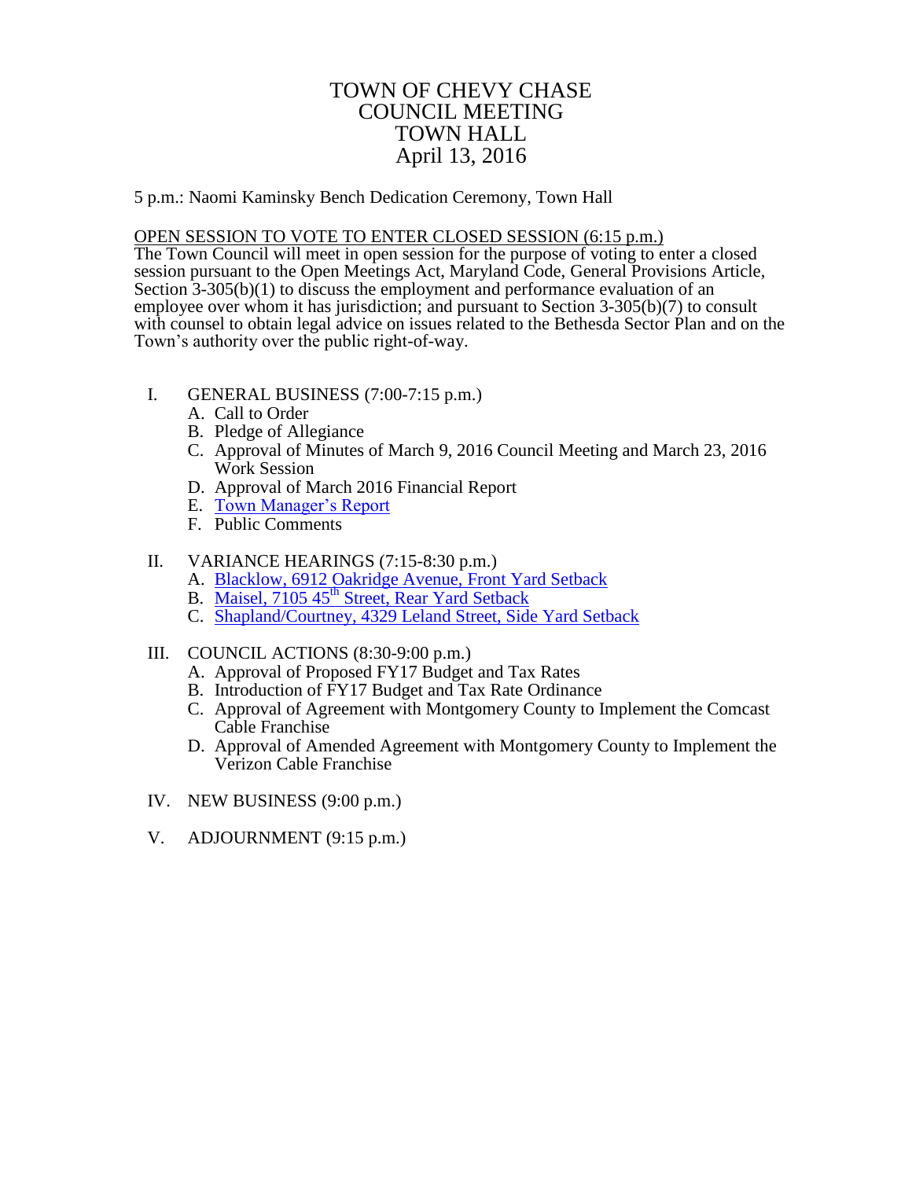# TOWN OF CHEVY CHASE
# COUNCIL MEETING
# TOWN HALL
# April 13, 2016

5 p.m.: Naomi Kaminsky Bench Dedication Ceremony, Town Hall

OPEN SESSION TO VOTE TO ENTER CLOSED SESSION (6:15 p.m.)

The Town Council will meet in open session for the purpose of voting to enter a closed session pursuant to the Open Meetings Act, Maryland Code, General Provisions Article, Section 3-305(b)(1) to discuss the employment and performance evaluation of an employee over whom it has jurisdiction; and pursuant to Section 3-305(b)(7) to consult with counsel to obtain legal advice on issues related to the Bethesda Sector Plan and on the Town's authority over the public right-of-way.

I. GENERAL BUSINESS (7:00-7:15 p.m.)
   A. Call to Order
   B. Pledge of Allegiance
   C. Approval of Minutes of March 9, 2016 Council Meeting and March 23, 2016 Work Session
   D. Approval of March 2016 Financial Report
   E. Town Manager's Report
   F. Public Comments

II. VARIANCE HEARINGS (7:15-8:30 p.m.)
   A. Blacklow, 6912 Oakridge Avenue, Front Yard Setback
   B. Maisel, 7105 45th Street, Rear Yard Setback
   C. Shapland/Courtney, 4329 Leland Street, Side Yard Setback

III. COUNCIL ACTIONS (8:30-9:00 p.m.)
   A. Approval of Proposed FY17 Budget and Tax Rates
   B. Introduction of FY17 Budget and Tax Rate Ordinance
   C. Approval of Agreement with Montgomery County to Implement the Comcast Cable Franchise
   D. Approval of Amended Agreement with Montgomery County to Implement the Verizon Cable Franchise

IV. NEW BUSINESS (9:00 p.m.)

V. ADJOURNMENT (9:15 p.m.)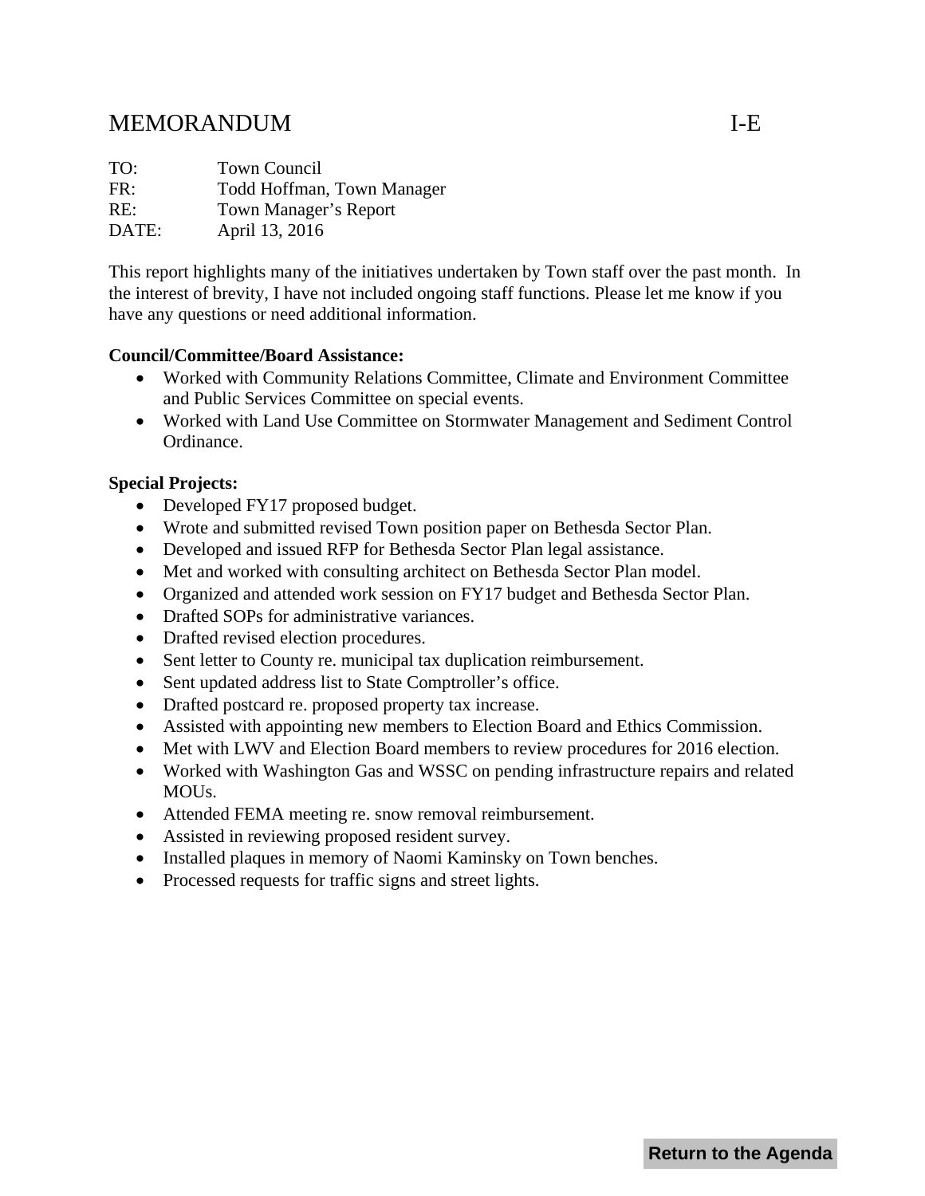# MEMORANDUM I-E

TO: Town Council
FR: Todd Hoffman, Town Manager
RE: Town Manager's Report
DATE: April 13, 2016

This report highlights many of the initiatives undertaken by Town staff over the past month. In the interest of brevity, I have not included ongoing staff functions. Please let me know if you have any questions or need additional information.

**Council/Committee/Board Assistance:**

- Worked with Community Relations Committee, Climate and Environment Committee and Public Services Committee on special events.
- Worked with Land Use Committee on Stormwater Management and Sediment Control Ordinance.

**Special Projects:**

- Developed FY17 proposed budget.
- Wrote and submitted revised Town position paper on Bethesda Sector Plan.
- Developed and issued RFP for Bethesda Sector Plan legal assistance.
- Met and worked with consulting architect on Bethesda Sector Plan model.
- Organized and attended work session on FY17 budget and Bethesda Sector Plan.
- Drafted SOPs for administrative variances.
- Drafted revised election procedures.
- Sent letter to County re. municipal tax duplication reimbursement.
- Sent updated address list to State Comptroller's office.
- Drafted postcard re. proposed property tax increase.
- Assisted with appointing new members to Election Board and Ethics Commission.
- Met with LWV and Election Board members to review procedures for 2016 election.
- Worked with Washington Gas and WSSC on pending infrastructure repairs and related MOUs.
- Attended FEMA meeting re. snow removal reimbursement.
- Assisted in reviewing proposed resident survey.
- Installed plaques in memory of Naomi Kaminsky on Town benches.
- Processed requests for traffic signs and street lights.

Return to the Agenda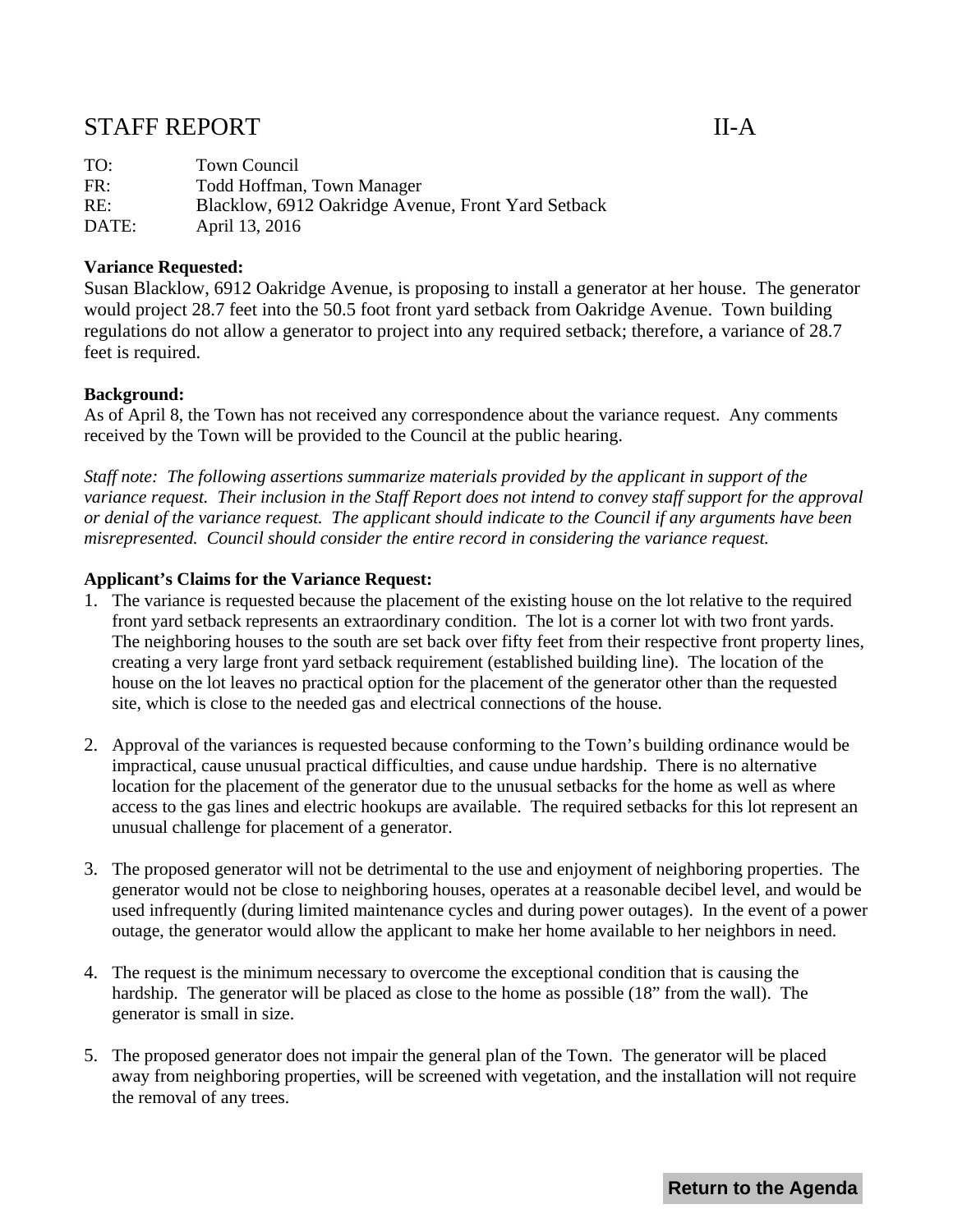# STAFF REPORT II-A

TO: Town Council
FR: Todd Hoffman, Town Manager
RE: Blacklow, 6912 Oakridge Avenue, Front Yard Setback
DATE: April 13, 2016

**Variance Requested:**
Susan Blacklow, 6912 Oakridge Avenue, is proposing to install a generator at her house. The generator would project 28.7 feet into the 50.5 foot front yard setback from Oakridge Avenue. Town building regulations do not allow a generator to project into any required setback; therefore, a variance of 28.7 feet is required.

**Background:**
As of April 8, the Town has not received any correspondence about the variance request. Any comments received by the Town will be provided to the Council at the public hearing.

*Staff note: The following assertions summarize materials provided by the applicant in support of the variance request. Their inclusion in the Staff Report does not intend to convey staff support for the approval or denial of the variance request. The applicant should indicate to the Council if any arguments have been misrepresented. Council should consider the entire record in considering the variance request.*

**Applicant's Claims for the Variance Request:**

1. The variance is requested because the placement of the existing house on the lot relative to the required front yard setback represents an extraordinary condition. The lot is a corner lot with two front yards. The neighboring houses to the south are set back over fifty feet from their respective front property lines, creating a very large front yard setback requirement (established building line). The location of the house on the lot leaves no practical option for the placement of the generator other than the requested site, which is close to the needed gas and electrical connections of the house.

2. Approval of the variances is requested because conforming to the Town's building ordinance would be impractical, cause unusual practical difficulties, and cause undue hardship. There is no alternative location for the placement of the generator due to the unusual setbacks for the home as well as where access to the gas lines and electric hookups are available. The required setbacks for this lot represent an unusual challenge for placement of a generator.

3. The proposed generator will not be detrimental to the use and enjoyment of neighboring properties. The generator would not be close to neighboring houses, operates at a reasonable decibel level, and would be used infrequently (during limited maintenance cycles and during power outages). In the event of a power outage, the generator would allow the applicant to make her home available to her neighbors in need.

4. The request is the minimum necessary to overcome the exceptional condition that is causing the hardship. The generator will be placed as close to the home as possible (18" from the wall). The generator is small in size.

5. The proposed generator does not impair the general plan of the Town. The generator will be placed away from neighboring properties, will be screened with vegetation, and the installation will not require the removal of any trees.

Return to the Agenda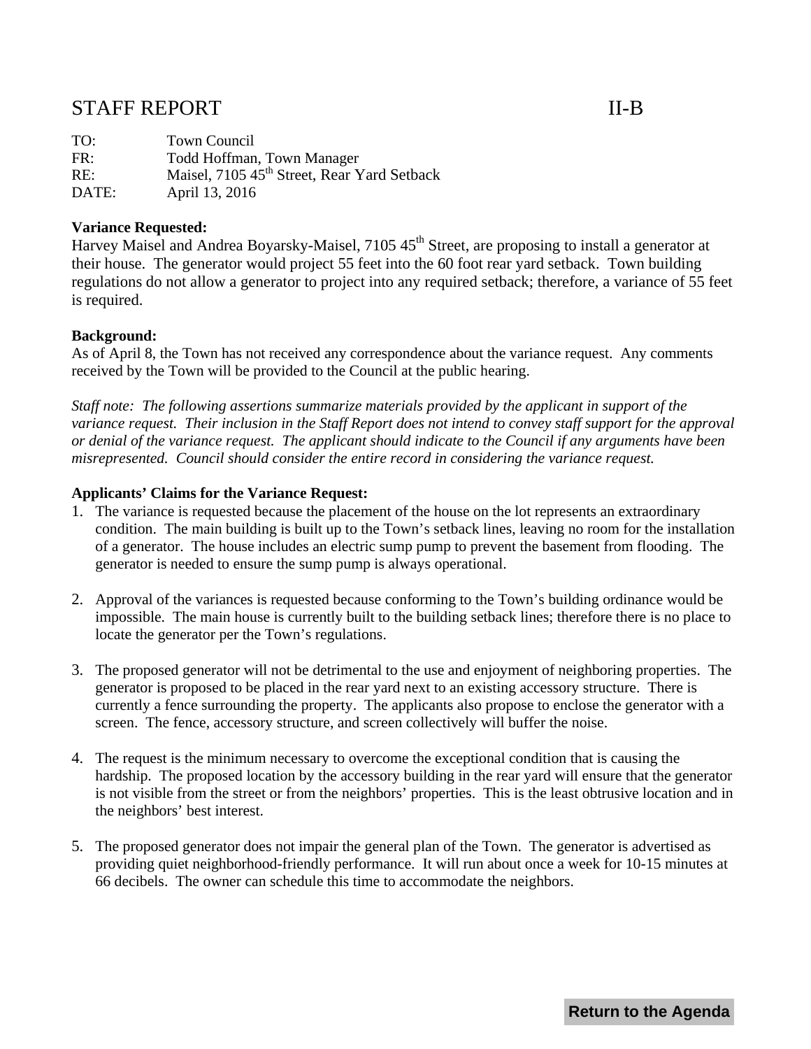# STAFF REPORT II-B

TO: Town Council
FR: Todd Hoffman, Town Manager
RE: Maisel, 7105 45th Street, Rear Yard Setback
DATE: April 13, 2016

**Variance Requested:**
Harvey Maisel and Andrea Boyarsky-Maisel, 7105 45th Street, are proposing to install a generator at their house. The generator would project 55 feet into the 60 foot rear yard setback. Town building regulations do not allow a generator to project into any required setback; therefore, a variance of 55 feet is required.

**Background:**
As of April 8, the Town has not received any correspondence about the variance request. Any comments received by the Town will be provided to the Council at the public hearing.

*Staff note: The following assertions summarize materials provided by the applicant in support of the variance request. Their inclusion in the Staff Report does not intend to convey staff support for the approval or denial of the variance request. The applicant should indicate to the Council if any arguments have been misrepresented. Council should consider the entire record in considering the variance request.*

**Applicants' Claims for the Variance Request:**

1. The variance is requested because the placement of the house on the lot represents an extraordinary condition. The main building is built up to the Town's setback lines, leaving no room for the installation of a generator. The house includes an electric sump pump to prevent the basement from flooding. The generator is needed to ensure the sump pump is always operational.

2. Approval of the variances is requested because conforming to the Town's building ordinance would be impossible. The main house is currently built to the building setback lines; therefore there is no place to locate the generator per the Town's regulations.

3. The proposed generator will not be detrimental to the use and enjoyment of neighboring properties. The generator is proposed to be placed in the rear yard next to an existing accessory structure. There is currently a fence surrounding the property. The applicants also propose to enclose the generator with a screen. The fence, accessory structure, and screen collectively will buffer the noise.

4. The request is the minimum necessary to overcome the exceptional condition that is causing the hardship. The proposed location by the accessory building in the rear yard will ensure that the generator is not visible from the street or from the neighbors' properties. This is the least obtrusive location and in the neighbors' best interest.

5. The proposed generator does not impair the general plan of the Town. The generator is advertised as providing quiet neighborhood-friendly performance. It will run about once a week for 10-15 minutes at 66 decibels. The owner can schedule this time to accommodate the neighbors.

Return to the Agenda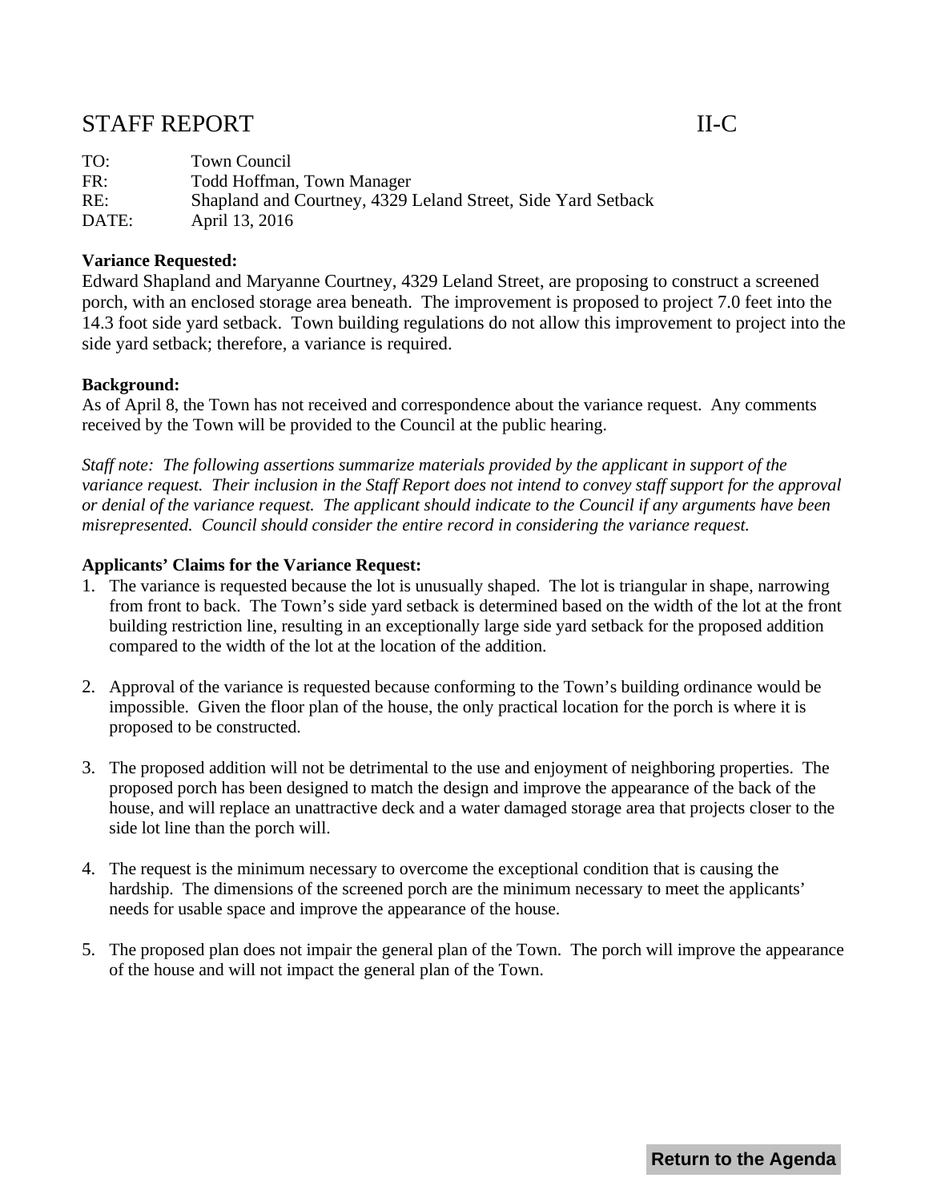# STAFF REPORT II-C

TO: Town Council
FR: Todd Hoffman, Town Manager
RE: Shapland and Courtney, 4329 Leland Street, Side Yard Setback
DATE: April 13, 2016

**Variance Requested:**
Edward Shapland and Maryanne Courtney, 4329 Leland Street, are proposing to construct a screened porch, with an enclosed storage area beneath. The improvement is proposed to project 7.0 feet into the 14.3 foot side yard setback. Town building regulations do not allow this improvement to project into the side yard setback; therefore, a variance is required.

**Background:**
As of April 8, the Town has not received and correspondence about the variance request. Any comments received by the Town will be provided to the Council at the public hearing.

*Staff note: The following assertions summarize materials provided by the applicant in support of the variance request. Their inclusion in the Staff Report does not intend to convey staff support for the approval or denial of the variance request. The applicant should indicate to the Council if any arguments have been misrepresented. Council should consider the entire record in considering the variance request.*

**Applicants' Claims for the Variance Request:**

1. The variance is requested because the lot is unusually shaped. The lot is triangular in shape, narrowing from front to back. The Town's side yard setback is determined based on the width of the lot at the front building restriction line, resulting in an exceptionally large side yard setback for the proposed addition compared to the width of the lot at the location of the addition.

2. Approval of the variance is requested because conforming to the Town's building ordinance would be impossible. Given the floor plan of the house, the only practical location for the porch is where it is proposed to be constructed.

3. The proposed addition will not be detrimental to the use and enjoyment of neighboring properties. The proposed porch has been designed to match the design and improve the appearance of the back of the house, and will replace an unattractive deck and a water damaged storage area that projects closer to the side lot line than the porch will.

4. The request is the minimum necessary to overcome the exceptional condition that is causing the hardship. The dimensions of the screened porch are the minimum necessary to meet the applicants' needs for usable space and improve the appearance of the house.

5. The proposed plan does not impair the general plan of the Town. The porch will improve the appearance of the house and will not impact the general plan of the Town.

**Return to the Agenda**